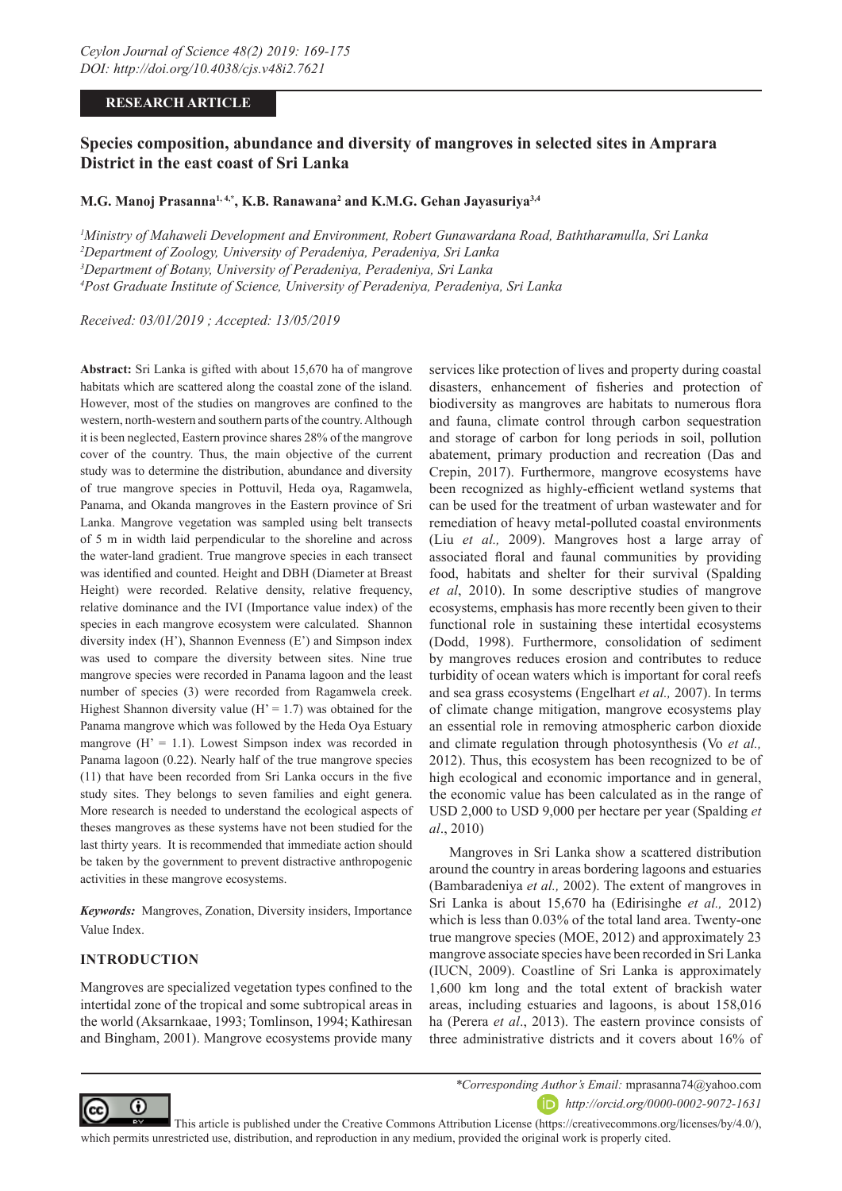RESEARCH ARTICLE

# Species composition, abundance and diversity of mangroves in selected sites in Amprara District in the east coast of Sri Lanka

**M.G. Manoj Prasanna[1, 4,*], K.B. Ranawana[2] and K.M.G. Gehan Jayasuriya[3,4]**

[1]*Ministry of Mahaweli Development and Environment, Robert Gunawardana Road, Baththaramulla, Sri Lanka*
[2]*Department of Zoology, University of Peradeniya, Peradeniya, Sri Lanka*
[3]*Department of Botany, University of Peradeniya, Peradeniya, Sri Lanka*
[4]*Post Graduate Institute of Science, University of Peradeniya, Peradeniya, Sri Lanka*

*Received: 03/01/2019 ; Accepted: 13/05/2019*

**Abstract:** Sri Lanka is gifted with about 15,670 ha of mangrove habitats which are scattered along the coastal zone of the island. However, most of the studies on mangroves are confined to the western, north-western and southern parts of the country. Although it is been neglected, Eastern province shares 28% of the mangrove cover of the country. Thus, the main objective of the current study was to determine the distribution, abundance and diversity of true mangrove species in Pottuvil, Heda oya, Ragamwela, Panama, and Okanda mangroves in the Eastern province of Sri Lanka. Mangrove vegetation was sampled using belt transects of 5 m in width laid perpendicular to the shoreline and across the water-land gradient. True mangrove species in each transect was identified and counted. Height and DBH (Diameter at Breast Height) were recorded. Relative density, relative frequency, relative dominance and the IVI (Importance value index) of the species in each mangrove ecosystem were calculated. Shannon diversity index (H'), Shannon Evenness (E') and Simpson index was used to compare the diversity between sites. Nine true mangrove species were recorded in Panama lagoon and the least number of species (3) were recorded from Ragamwela creek. Highest Shannon diversity value (H' = 1.7) was obtained for the Panama mangrove which was followed by the Heda Oya Estuary mangrove (H' = 1.1). Lowest Simpson index was recorded in Panama lagoon (0.22). Nearly half of the true mangrove species (11) that have been recorded from Sri Lanka occurs in the five study sites. They belongs to seven families and eight genera. More research is needed to understand the ecological aspects of theses mangroves as these systems have not been studied for the last thirty years. It is recommended that immediate action should be taken by the government to prevent distractive anthropogenic activities in these mangrove ecosystems.

***Keywords:*** Mangroves, Zonation, Diversity insiders, Importance Value Index.

## INTRODUCTION

Mangroves are specialized vegetation types confined to the intertidal zone of the tropical and some subtropical areas in the world (Aksarnkaae, 1993; Tomlinson, 1994; Kathiresan and Bingham, 2001). Mangrove ecosystems provide many services like protection of lives and property during coastal disasters, enhancement of fisheries and protection of biodiversity as mangroves are habitats to numerous flora and fauna, climate control through carbon sequestration and storage of carbon for long periods in soil, pollution abatement, primary production and recreation (Das and Crepin, 2017). Furthermore, mangrove ecosystems have been recognized as highly-efficient wetland systems that can be used for the treatment of urban wastewater and for remediation of heavy metal-polluted coastal environments (Liu *et al.,* 2009). Mangroves host a large array of associated floral and faunal communities by providing food, habitats and shelter for their survival (Spalding *et al*, 2010). In some descriptive studies of mangrove ecosystems, emphasis has more recently been given to their functional role in sustaining these intertidal ecosystems (Dodd, 1998). Furthermore, consolidation of sediment by mangroves reduces erosion and contributes to reduce turbidity of ocean waters which is important for coral reefs and sea grass ecosystems (Engelhart *et al.,* 2007). In terms of climate change mitigation, mangrove ecosystems play an essential role in removing atmospheric carbon dioxide and climate regulation through photosynthesis (Vo *et al.,* 2012). Thus, this ecosystem has been recognized to be of high ecological and economic importance and in general, the economic value has been calculated as in the range of USD 2,000 to USD 9,000 per hectare per year (Spalding *et al*., 2010)

Mangroves in Sri Lanka show a scattered distribution around the country in areas bordering lagoons and estuaries (Bambaradeniya *et al.,* 2002). The extent of mangroves in Sri Lanka is about 15,670 ha (Edirisinghe *et al.,* 2012) which is less than 0.03% of the total land area. Twenty-one true mangrove species (MOE, 2012) and approximately 23 mangrove associate species have been recorded in Sri Lanka (IUCN, 2009). Coastline of Sri Lanka is approximately 1,600 km long and the total extent of brackish water areas, including estuaries and lagoons, is about 158,016 ha (Perera *et al*., 2013). The eastern province consists of three administrative districts and it covers about 16% of

*\*Corresponding Author's Email:* mprasanna74@yahoo.com
http://orcid.org/0000-0002-9072-1631

This article is published under the Creative Commons Attribution License (https://creativecommons.org/licenses/by/4.0/), which permits unrestricted use, distribution, and reproduction in any medium, provided the original work is properly cited.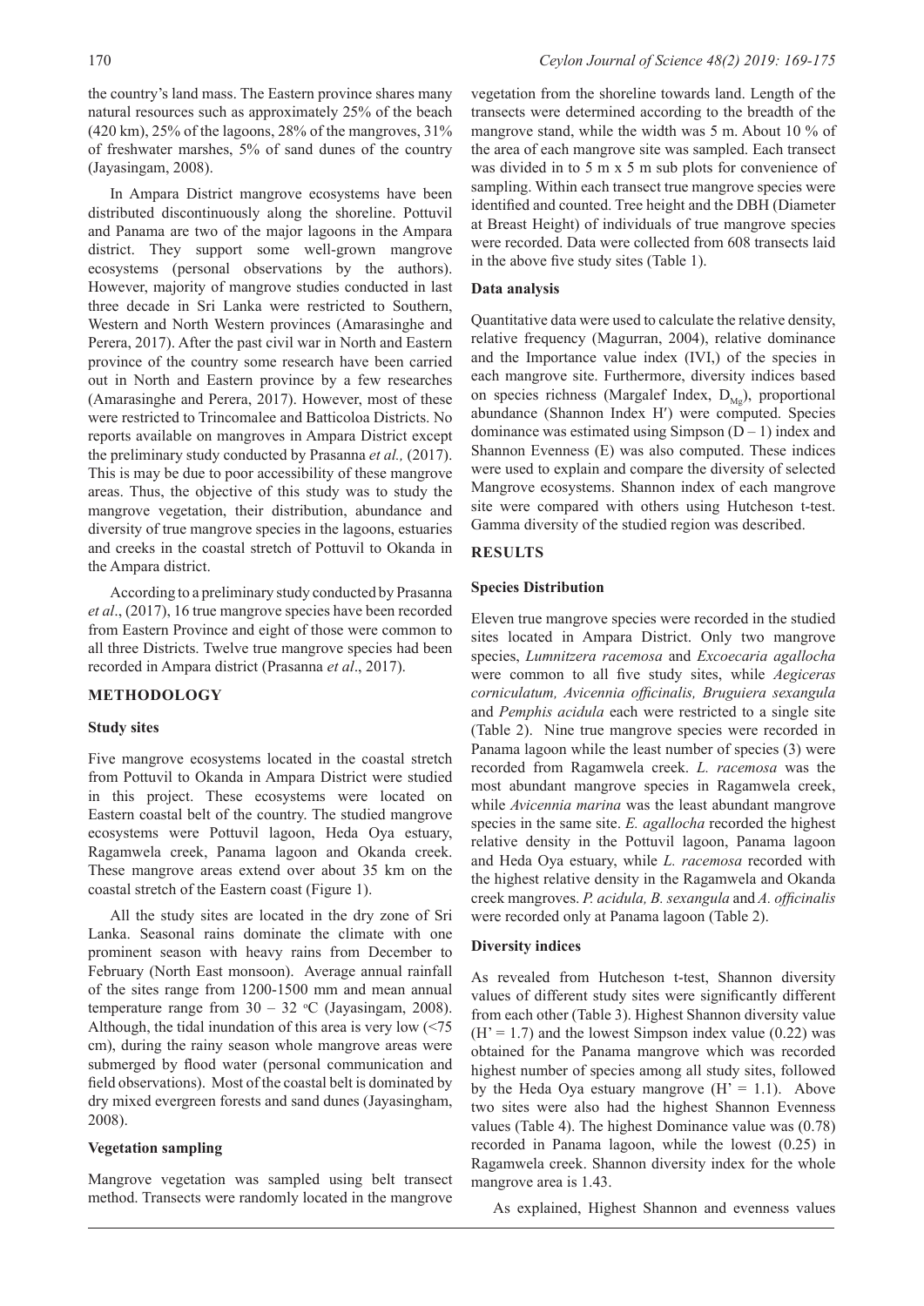the country's land mass. The Eastern province shares many natural resources such as approximately 25% of the beach (420 km), 25% of the lagoons, 28% of the mangroves, 31% of freshwater marshes, 5% of sand dunes of the country (Jayasingam, 2008).

In Ampara District mangrove ecosystems have been distributed discontinuously along the shoreline. Pottuvil and Panama are two of the major lagoons in the Ampara district. They support some well-grown mangrove ecosystems (personal observations by the authors). However, majority of mangrove studies conducted in last three decade in Sri Lanka were restricted to Southern, Western and North Western provinces (Amarasinghe and Perera, 2017). After the past civil war in North and Eastern province of the country some research have been carried out in North and Eastern province by a few researches (Amarasinghe and Perera, 2017). However, most of these were restricted to Trincomalee and Batticoloa Districts. No reports available on mangroves in Ampara District except the preliminary study conducted by Prasanna *et al.,* (2017). This is may be due to poor accessibility of these mangrove areas. Thus, the objective of this study was to study the mangrove vegetation, their distribution, abundance and diversity of true mangrove species in the lagoons, estuaries and creeks in the coastal stretch of Pottuvil to Okanda in the Ampara district.

According to a preliminary study conducted by Prasanna *et al*., (2017), 16 true mangrove species have been recorded from Eastern Province and eight of those were common to all three Districts. Twelve true mangrove species had been recorded in Ampara district (Prasanna *et al*., 2017).

## METHODOLOGY

### Study sites

Five mangrove ecosystems located in the coastal stretch from Pottuvil to Okanda in Ampara District were studied in this project. These ecosystems were located on Eastern coastal belt of the country. The studied mangrove ecosystems were Pottuvil lagoon, Heda Oya estuary, Ragamwela creek, Panama lagoon and Okanda creek. These mangrove areas extend over about 35 km on the coastal stretch of the Eastern coast (Figure 1).

All the study sites are located in the dry zone of Sri Lanka. Seasonal rains dominate the climate with one prominent season with heavy rains from December to February (North East monsoon). Average annual rainfall of the sites range from 1200-1500 mm and mean annual temperature range from 30 – 32 $^{o}$C (Jayasingam, 2008). Although, the tidal inundation of this area is very low (<75 cm), during the rainy season whole mangrove areas were submerged by flood water (personal communication and field observations). Most of the coastal belt is dominated by dry mixed evergreen forests and sand dunes (Jayasingham, 2008).

### Vegetation sampling

Mangrove vegetation was sampled using belt transect method. Transects were randomly located in the mangrove vegetation from the shoreline towards land. Length of the transects were determined according to the breadth of the mangrove stand, while the width was 5 m. About 10 % of the area of each mangrove site was sampled. Each transect was divided in to 5 m x 5 m sub plots for convenience of sampling. Within each transect true mangrove species were identified and counted. Tree height and the DBH (Diameter at Breast Height) of individuals of true mangrove species were recorded. Data were collected from 608 transects laid in the above five study sites (Table 1).

### Data analysis

Quantitative data were used to calculate the relative density, relative frequency (Magurran, 2004), relative dominance and the Importance value index (IVI,) of the species in each mangrove site. Furthermore, diversity indices based on species richness (Margalef Index, $D_{Mg}$), proportional abundance (Shannon Index H′) were computed. Species dominance was estimated using Simpson (D – 1) index and Shannon Evenness (E) was also computed. These indices were used to explain and compare the diversity of selected Mangrove ecosystems. Shannon index of each mangrove site were compared with others using Hutcheson t-test. Gamma diversity of the studied region was described.

## RESULTS

### Species Distribution

Eleven true mangrove species were recorded in the studied sites located in Ampara District. Only two mangrove species, *Lumnitzera racemosa* and *Excoecaria agallocha* were common to all five study sites, while *Aegiceras corniculatum, Avicennia officinalis, Bruguiera sexangula* and *Pemphis acidula* each were restricted to a single site (Table 2). Nine true mangrove species were recorded in Panama lagoon while the least number of species (3) were recorded from Ragamwela creek. *L. racemosa* was the most abundant mangrove species in Ragamwela creek, while *Avicennia marina* was the least abundant mangrove species in the same site. *E. agallocha* recorded the highest relative density in the Pottuvil lagoon, Panama lagoon and Heda Oya estuary, while *L. racemosa* recorded with the highest relative density in the Ragamwela and Okanda creek mangroves. *P. acidula, B. sexangula* and *A. officinalis* were recorded only at Panama lagoon (Table 2).

### Diversity indices

As revealed from Hutcheson t-test, Shannon diversity values of different study sites were significantly different from each other (Table 3). Highest Shannon diversity value (H' = 1.7) and the lowest Simpson index value (0.22) was obtained for the Panama mangrove which was recorded highest number of species among all study sites, followed by the Heda Oya estuary mangrove (H' = 1.1). Above two sites were also had the highest Shannon Evenness values (Table 4). The highest Dominance value was (0.78) recorded in Panama lagoon, while the lowest (0.25) in Ragamwela creek. Shannon diversity index for the whole mangrove area is 1.43.

As explained, Highest Shannon and evenness values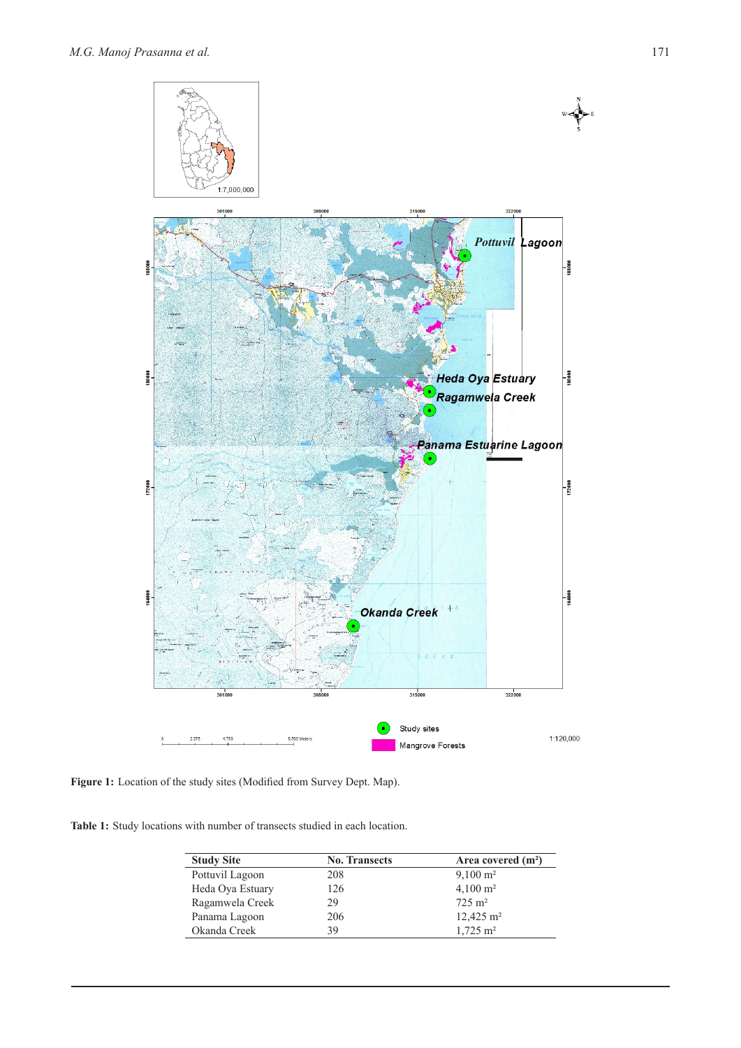**Figure 1:** Location of the study sites (Modified from Survey Dept. Map).

**Table 1:** Study locations with number of transects studied in each location.

| Study Site | No. Transects | Area covered ($m^2$) |
|---|---|---|
| Pottuvil Lagoon | 208 | 9,100 $m^2$ |
| Heda Oya Estuary | 126 | 4,100 $m^2$ |
| Ragamwela Creek | 29 | 725 $m^2$ |
| Panama Lagoon | 206 | 12,425 $m^2$ |
| Okanda Creek | 39 | 1,725 $m^2$ |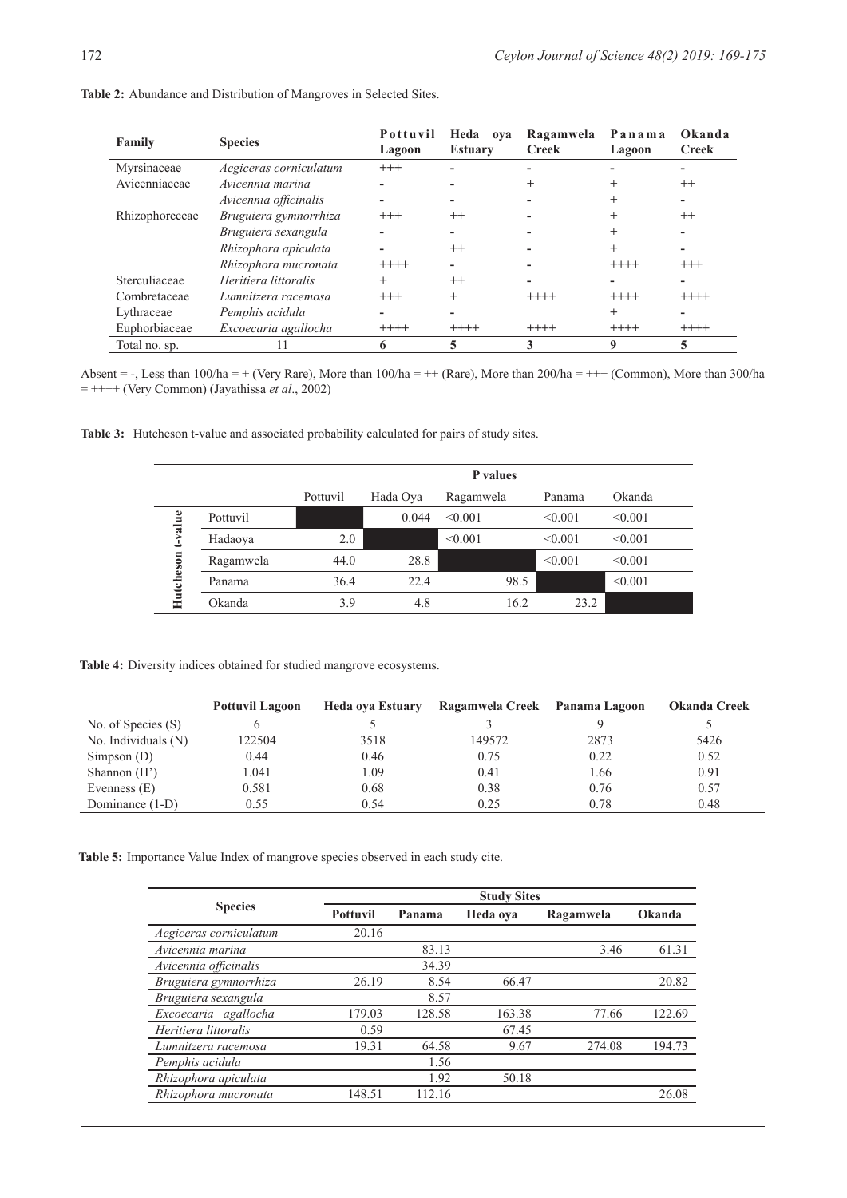**Table 2:** Abundance and Distribution of Mangroves in Selected Sites.

| Family | Species | Pottuvil Lagoon | Heda oya Estuary | Ragamwela Creek | Panama Lagoon | Okanda Creek |
|---|---|---|---|---|---|---|
| Myrsinaceae | *Aegiceras corniculatum* | +++ | - | - | - | - |
| Avicenniaceae | *Avicennia marina* | - | - | + | + | ++ |
| | *Avicennia officinalis* | - | - | - | + | - |
| Rhizophoreceae | *Bruguiera gymnorrhiza* | +++ | ++ | - | + | ++ |
| | *Bruguiera sexangula* | - | - | - | + | - |
| | *Rhizophora apiculata* | - | ++ | - | + | - |
| | *Rhizophora mucronata* | ++++ | - | - | ++++ | +++ |
| Sterculiaceae | *Heritiera littoralis* | + | ++ | - | - | - |
| Combretaceae | *Lumnitzera racemosa* | +++ | + | ++++ | ++++ | ++++ |
| Lythraceae | *Pemphis acidula* | - | - | - | + | - |
| Euphorbiaceae | *Excoecaria agallocha* | ++++ | ++++ | ++++ | ++++ | ++++ |
| Total no. sp. | 11 | **6** | **5** | **3** | **9** | **5** |

Absent = -, Less than 100/ha = + (Very Rare), More than 100/ha = ++ (Rare), More than 200/ha = +++ (Common), More than 300/ha = ++++ (Very Common) (Jayathissa *et al*., 2002)

**Table 3:** Hutcheson t-value and associated probability calculated for pairs of study sites.

| | | P values | | | | |
|---|---|---|---|---|---|---|
| | | Pottuvil | Hada Oya | Ragamwela | Panama | Okanda |
| Hutcheson t-value | Pottuvil | | 0.044 | <0.001 | <0.001 | <0.001 |
| | Hadaoya | 2.0 | | <0.001 | <0.001 | <0.001 |
| | Ragamwela | 44.0 | 28.8 | | <0.001 | <0.001 |
| | Panama | 36.4 | 22.4 | 98.5 | | <0.001 |
| | Okanda | 3.9 | 4.8 | 16.2 | 23.2 | |

**Table 4:** Diversity indices obtained for studied mangrove ecosystems.

| | Pottuvil Lagoon | Heda oya Estuary | Ragamwela Creek | Panama Lagoon | Okanda Creek |
|---|---|---|---|---|---|
| No. of Species (S) | 6 | 5 | 3 | 9 | 5 |
| No. Individuals (N) | 122504 | 3518 | 149572 | 2873 | 5426 |
| Simpson (D) | 0.44 | 0.46 | 0.75 | 0.22 | 0.52 |
| Shannon (H') | 1.041 | 1.09 | 0.41 | 1.66 | 0.91 |
| Evenness (E) | 0.581 | 0.68 | 0.38 | 0.76 | 0.57 |
| Dominance (1-D) | 0.55 | 0.54 | 0.25 | 0.78 | 0.48 |

**Table 5:** Importance Value Index of mangrove species observed in each study cite.

| Species | Study Sites | | | | |
|---|---|---|---|---|---|
| | Pottuvil | Panama | Heda oya | Ragamwela | Okanda |
| *Aegiceras corniculatum* | 20.16 | | | | |
| *Avicennia marina* | | 83.13 | | 3.46 | 61.31 |
| *Avicennia officinalis* | | 34.39 | | | |
| *Bruguiera gymnorrhiza* | 26.19 | 8.54 | 66.47 | | 20.82 |
| *Bruguiera sexangula* | | 8.57 | | | |
| *Excoecaria agallocha* | 179.03 | 128.58 | 163.38 | 77.66 | 122.69 |
| *Heritiera littoralis* | 0.59 | | 67.45 | | |
| *Lumnitzera racemosa* | 19.31 | 64.58 | 9.67 | 274.08 | 194.73 |
| *Pemphis acidula* | | 1.56 | | | |
| *Rhizophora apiculata* | | 1.92 | 50.18 | | |
| *Rhizophora mucronata* | 148.51 | 112.16 | | | 26.08 |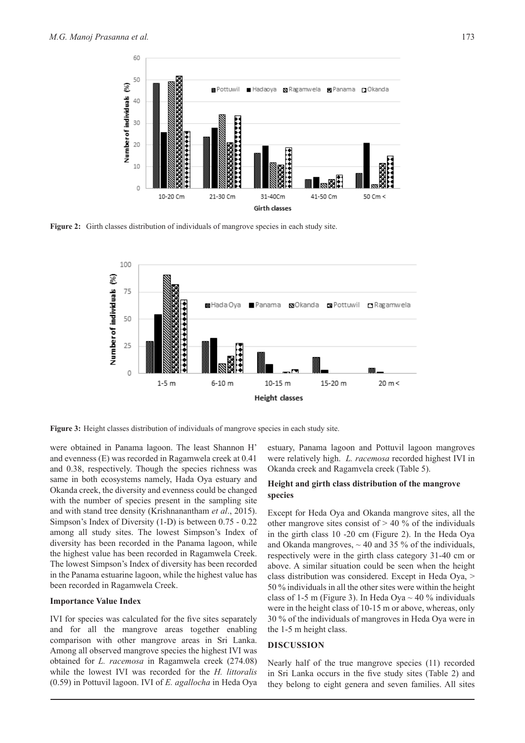Figure 2: Girth classes distribution of individuals of mangrove species in each study site.

Figure 3: Height classes distribution of individuals of mangrove species in each study site.

were obtained in Panama lagoon. The least Shannon H' and evenness (E) was recorded in Ragamwela creek at 0.41 and 0.38, respectively. Though the species richness was same in both ecosystems namely, Hada Oya estuary and Okanda creek, the diversity and evenness could be changed with the number of species present in the sampling site and with stand tree density (Krishnanantham *et al*., 2015). Simpson's Index of Diversity (1-D) is between 0.75 - 0.22 among all study sites. The lowest Simpson's Index of diversity has been recorded in the Panama lagoon, while the highest value has been recorded in Ragamwela Creek. The lowest Simpson's Index of diversity has been recorded in the Panama estuarine lagoon, while the highest value has been recorded in Ragamwela Creek.

### Importance Value Index

IVI for species was calculated for the five sites separately and for all the mangrove areas together enabling comparison with other mangrove areas in Sri Lanka. Among all observed mangrove species the highest IVI was obtained for *L. racemosa* in Ragamwela creek (274.08) while the lowest IVI was recorded for the *H. littoralis* (0.59) in Pottuvil lagoon. IVI of *E. agallocha* in Heda Oya estuary, Panama lagoon and Pottuvil lagoon mangroves were relatively high. *L. racemosa* recorded highest IVI in Okanda creek and Ragamvela creek (Table 5).

### Height and girth class distribution of the mangrove species

Except for Heda Oya and Okanda mangrove sites, all the other mangrove sites consist of > 40 % of the individuals in the girth class 10 -20 cm (Figure 2). In the Heda Oya and Okanda mangroves, ~ 40 and 35 % of the individuals, respectively were in the girth class category 31-40 cm or above. A similar situation could be seen when the height class distribution was considered. Except in Heda Oya, > 50 % individuals in all the other sites were within the height class of 1-5 m (Figure 3). In Heda Oya ~ 40 % individuals were in the height class of 10-15 m or above, whereas, only 30 % of the individuals of mangroves in Heda Oya were in the 1-5 m height class.

## DISCUSSION

Nearly half of the true mangrove species (11) recorded in Sri Lanka occurs in the five study sites (Table 2) and they belong to eight genera and seven families. All sites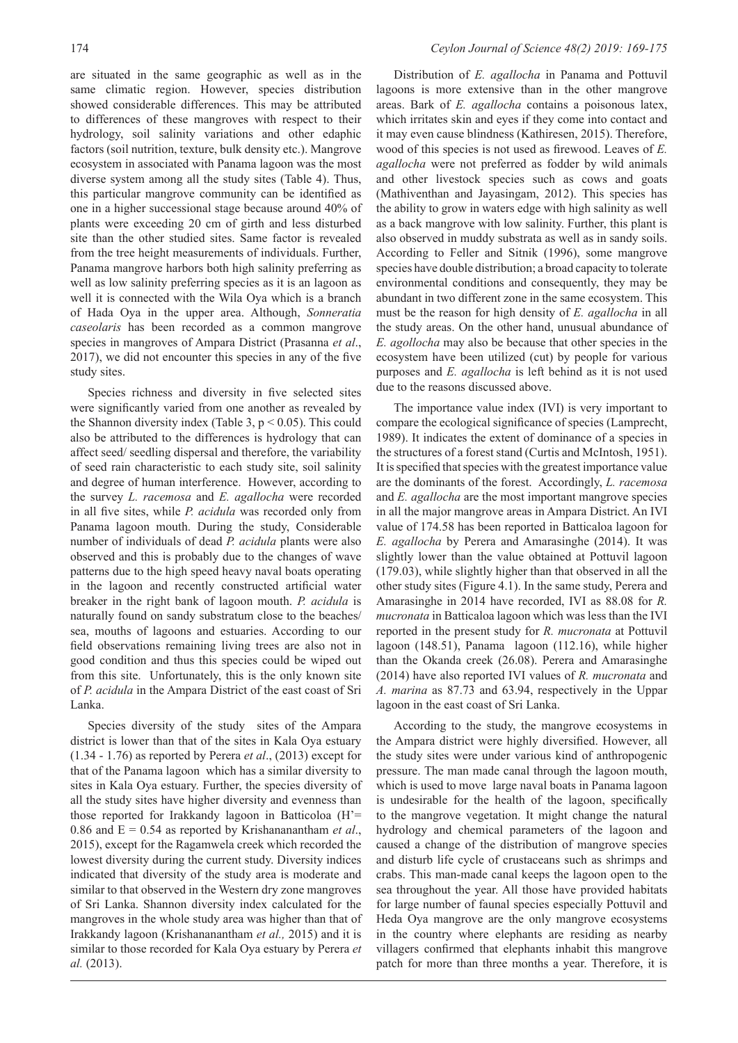are situated in the same geographic as well as in the same climatic region. However, species distribution showed considerable differences. This may be attributed to differences of these mangroves with respect to their hydrology, soil salinity variations and other edaphic factors (soil nutrition, texture, bulk density etc.). Mangrove ecosystem in associated with Panama lagoon was the most diverse system among all the study sites (Table 4). Thus, this particular mangrove community can be identified as one in a higher successional stage because around 40% of plants were exceeding 20 cm of girth and less disturbed site than the other studied sites. Same factor is revealed from the tree height measurements of individuals. Further, Panama mangrove harbors both high salinity preferring as well as low salinity preferring species as it is an lagoon as well it is connected with the Wila Oya which is a branch of Hada Oya in the upper area. Although, *Sonneratia caseolaris* has been recorded as a common mangrove species in mangroves of Ampara District (Prasanna *et al*., 2017), we did not encounter this species in any of the five study sites.

Species richness and diversity in five selected sites were significantly varied from one another as revealed by the Shannon diversity index (Table 3, $p < 0.05$). This could also be attributed to the differences is hydrology that can affect seed/ seedling dispersal and therefore, the variability of seed rain characteristic to each study site, soil salinity and degree of human interference. However, according to the survey *L. racemosa* and *E. agallocha* were recorded in all five sites, while *P. acidula* was recorded only from Panama lagoon mouth. During the study, Considerable number of individuals of dead *P. acidula* plants were also observed and this is probably due to the changes of wave patterns due to the high speed heavy naval boats operating in the lagoon and recently constructed artificial water breaker in the right bank of lagoon mouth. *P. acidula* is naturally found on sandy substratum close to the beaches/ sea, mouths of lagoons and estuaries. According to our field observations remaining living trees are also not in good condition and thus this species could be wiped out from this site. Unfortunately, this is the only known site of *P. acidula* in the Ampara District of the east coast of Sri Lanka.

Species diversity of the study sites of the Ampara district is lower than that of the sites in Kala Oya estuary (1.34 - 1.76) as reported by Perera *et al*., (2013) except for that of the Panama lagoon which has a similar diversity to sites in Kala Oya estuary. Further, the species diversity of all the study sites have higher diversity and evenness than those reported for Irakkandy lagoon in Batticoloa ($H' = 0.86$ and $E = 0.54$ as reported by Krishananantham *et al*., 2015), except for the Ragamwela creek which recorded the lowest diversity during the current study. Diversity indices indicated that diversity of the study area is moderate and similar to that observed in the Western dry zone mangroves of Sri Lanka. Shannon diversity index calculated for the mangroves in the whole study area was higher than that of Irakkandy lagoon (Krishananantham *et al.,* 2015) and it is similar to those recorded for Kala Oya estuary by Perera *et al.* (2013).

Distribution of *E. agallocha* in Panama and Pottuvil lagoons is more extensive than in the other mangrove areas. Bark of *E. agallocha* contains a poisonous latex, which irritates skin and eyes if they come into contact and it may even cause blindness (Kathiresen, 2015). Therefore, wood of this species is not used as firewood. Leaves of *E. agallocha* were not preferred as fodder by wild animals and other livestock species such as cows and goats (Mathiventhan and Jayasingam, 2012). This species has the ability to grow in waters edge with high salinity as well as a back mangrove with low salinity. Further, this plant is also observed in muddy substrata as well as in sandy soils. According to Feller and Sitnik (1996), some mangrove species have double distribution; a broad capacity to tolerate environmental conditions and consequently, they may be abundant in two different zone in the same ecosystem. This must be the reason for high density of *E. agallocha* in all the study areas. On the other hand, unusual abundance of *E. agollocha* may also be because that other species in the ecosystem have been utilized (cut) by people for various purposes and *E. agallocha* is left behind as it is not used due to the reasons discussed above.

The importance value index (IVI) is very important to compare the ecological significance of species (Lamprecht, 1989). It indicates the extent of dominance of a species in the structures of a forest stand (Curtis and McIntosh, 1951). It is specified that species with the greatest importance value are the dominants of the forest. Accordingly, *L. racemosa* and *E. agallocha* are the most important mangrove species in all the major mangrove areas in Ampara District. An IVI value of 174.58 has been reported in Batticaloa lagoon for *E. agallocha* by Perera and Amarasinghe (2014). It was slightly lower than the value obtained at Pottuvil lagoon (179.03), while slightly higher than that observed in all the other study sites (Figure 4.1). In the same study, Perera and Amarasinghe in 2014 have recorded, IVI as 88.08 for *R. mucronata* in Batticaloa lagoon which was less than the IVI reported in the present study for *R. mucronata* at Pottuvil lagoon (148.51), Panama lagoon (112.16), while higher than the Okanda creek (26.08). Perera and Amarasinghe (2014) have also reported IVI values of *R. mucronata* and *A. marina* as 87.73 and 63.94, respectively in the Uppar lagoon in the east coast of Sri Lanka.

According to the study, the mangrove ecosystems in the Ampara district were highly diversified. However, all the study sites were under various kind of anthropogenic pressure. The man made canal through the lagoon mouth, which is used to move large naval boats in Panama lagoon is undesirable for the health of the lagoon, specifically to the mangrove vegetation. It might change the natural hydrology and chemical parameters of the lagoon and caused a change of the distribution of mangrove species and disturb life cycle of crustaceans such as shrimps and crabs. This man-made canal keeps the lagoon open to the sea throughout the year. All those have provided habitats for large number of faunal species especially Pottuvil and Heda Oya mangrove are the only mangrove ecosystems in the country where elephants are residing as nearby villagers confirmed that elephants inhabit this mangrove patch for more than three months a year. Therefore, it is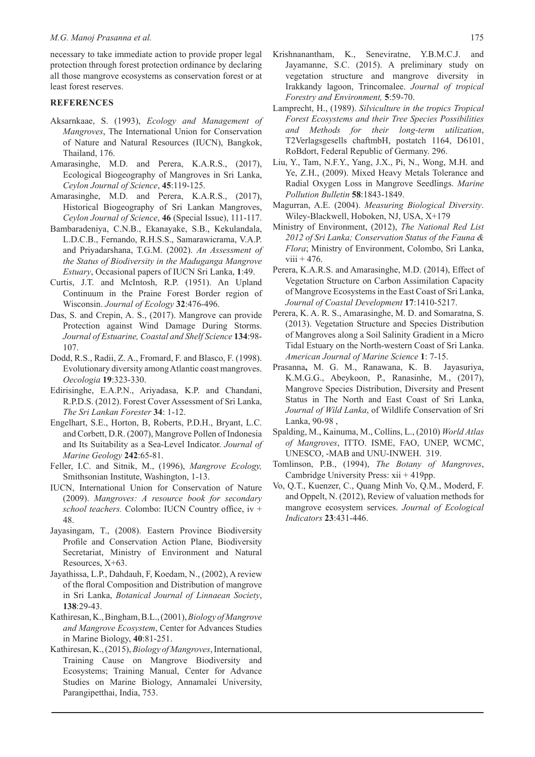necessary to take immediate action to provide proper legal protection through forest protection ordinance by declaring all those mangrove ecosystems as conservation forest or at least forest reserves.

## REFERENCES

Aksarnkaae, S. (1993), *Ecology and Management of Mangroves*, The International Union for Conservation of Nature and Natural Resources (IUCN), Bangkok, Thailand, 176.

Amarasinghe, M.D. and Perera, K.A.R.S., (2017), Ecological Biogeography of Mangroves in Sri Lanka, *Ceylon Journal of Science*, **45**:119-125.

Amarasinghe, M.D. and Perera, K.A.R.S., (2017), Historical Biogeography of Sri Lankan Mangroves, *Ceylon Journal of Science*, **46** (Special Issue), 111-117.

Bambaradeniya, C.N.B., Ekanayake, S.B., Kekulandala, L.D.C.B., Fernando, R.H.S.S., Samarawicrama, V.A.P. and Priyadarshana, T.G.M. (2002). *An Assessment of the Status of Biodiversity in the Maduganga Mangrove Estuary*, Occasional papers of IUCN Sri Lanka, **1**:49.

Curtis, J.T. and McIntosh, R.P. (1951). An Upland Continuum in the Praine Forest Border region of Wisconsin. *Journal of Ecology* **32**:476-496.

Das, S. and Crepin, A. S., (2017). Mangrove can provide Protection against Wind Damage During Storms. *Journal of Estuarine, Coastal and Shelf Science* **134**:98-107.

Dodd, R.S., Radii, Z. A., Fromard, F. and Blasco, F. (1998). Evolutionary diversity among Atlantic coast mangroves. *Oecologia* **19**:323-330.

Edirisinghe, E.A.P.N., Ariyadasa, K.P. and Chandani, R.P.D.S. (2012). Forest Cover Assessment of Sri Lanka, *The Sri Lankan Forester* **34**: 1-12.

Engelhart, S.E., Horton, B, Roberts, P.D.H., Bryant, L.C. and Corbett, D.R. (2007), Mangrove Pollen of Indonesia and Its Suitability as a Sea-Level Indicator. *Journal of Marine Geology* **242**:65-81.

Feller, I.C. and Sitnik, M., (1996), *Mangrove Ecology,* Smithsonian Institute, Washington, 1-13.

IUCN, International Union for Conservation of Nature (2009). *Mangroves: A resource book for secondary school teachers.* Colombo: IUCN Country office, iv + 48.

Jayasingam, T., (2008). Eastern Province Biodiversity Profile and Conservation Action Plane, Biodiversity Secretariat, Ministry of Environment and Natural Resources, X+63.

Jayathissa, L.P., Dahdauh, F, Koedam, N., (2002), A review of the floral Composition and Distribution of mangrove in Sri Lanka, *Botanical Journal of Linnaean Society*, **138**:29-43.

Kathiresan, K., Bingham, B.L., (2001), *Biology of Mangrove and Mangrove Ecosystem*, Center for Advances Studies in Marine Biology, **40**:81-251.

Kathiresan, K., (2015), *Biology of Mangroves*, International, Training Cause on Mangrove Biodiversity and Ecosystems; Training Manual, Center for Advance Studies on Marine Biology, Annamalei University, Parangipetthai, India, 753.

Krishnanantham, K., Seneviratne, Y.B.M.C.J. and Jayamanne, S.C. (2015). A preliminary study on vegetation structure and mangrove diversity in Irakkandy lagoon, Trincomalee. *Journal of tropical Forestry and Environment,* **5**:59-70.

Lamprecht, H., (1989). *Silviculture in the tropics Tropical Forest Ecosystems and their Tree Species Possibilities and Methods for their long-term utilization*, T2Verlagsgesells chaftmbH, postatch 1164, D6101, RoBdort, Federal Republic of Germany. 296.

Liu, Y., Tam, N.F.Y., Yang, J.X., Pi, N., Wong, M.H. and Ye, Z.H., (2009). Mixed Heavy Metals Tolerance and Radial Oxygen Loss in Mangrove Seedlings. *Marine Pollution Bulletin* **58**:1843-1849.

Magurran, A.E. (2004). *Measuring Biological Diversity*. Wiley-Blackwell, Hoboken, NJ, USA, X+179

Ministry of Environment, (2012), *The National Red List 2012 of Sri Lanka; Conservation Status of the Fauna & Flora*; Ministry of Environment, Colombo, Sri Lanka, viii + 476.

Perera, K.A.R.S. and Amarasinghe, M.D. (2014), Effect of Vegetation Structure on Carbon Assimilation Capacity of Mangrove Ecosystems in the East Coast of Sri Lanka, *Journal of Coastal Development* **17**:1410-5217.

Perera, K. A. R. S., Amarasinghe, M. D. and Somaratna, S. (2013). Vegetation Structure and Species Distribution of Mangroves along a Soil Salinity Gradient in a Micro Tidal Estuary on the North-western Coast of Sri Lanka. *American Journal of Marine Science* **1**: 7-15.

Prasanna**,** M. G. M., Ranawana, K. B. Jayasuriya, K.M.G.G., Abeykoon, P., Ranasinhe, M., (2017), Mangrove Species Distribution, Diversity and Present Status in The North and East Coast of Sri Lanka, *Journal of Wild Lanka*, of Wildlife Conservation of Sri Lanka, 90-98 ,

Spalding, M., Kainuma, M., Collins, L., (2010) *World Atlas of Mangroves*, ITTO. ISME, FAO, UNEP, WCMC, UNESCO, -MAB and UNU-INWEH. 319.

Tomlinson, P.B., (1994), *The Botany of Mangroves*, Cambridge University Press: xii + 419pp.

Vo, Q.T., Kuenzer, C., Quang Minh Vo, Q.M., Moderd, F. and Oppelt, N. (2012), Review of valuation methods for mangrove ecosystem services. *Journal of Ecological Indicators* **23**:431-446.